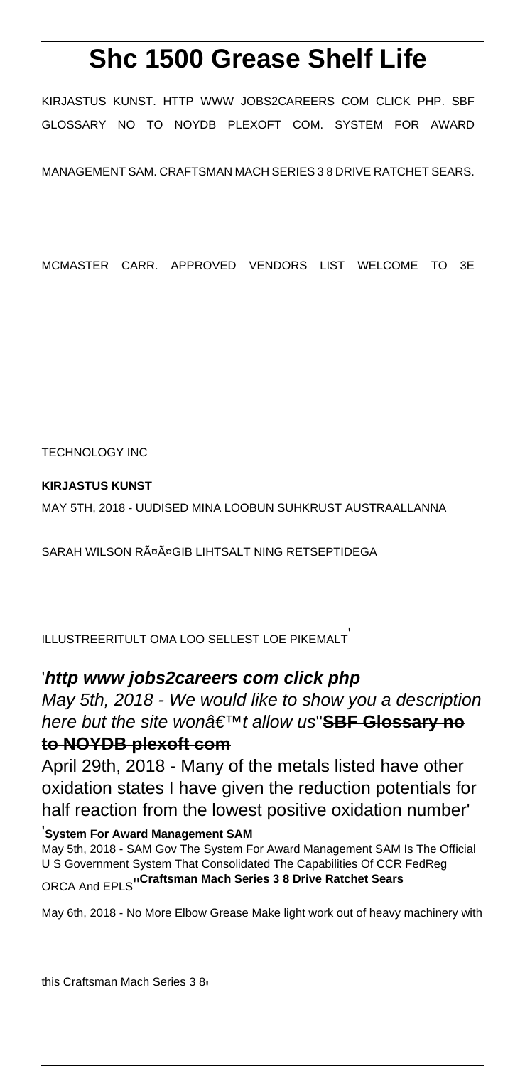# Shc 1500 Grease Shelf Life

KIRJASTUS KUNST. HTTP WWW JOBS2CAREERS COM CLICK PHP. SBF GLOSSARY NO TO NOYDB PLEXOFT COM. SYSTEM FOR AWARD MANAGEMENT SAM. CRAFTSMAN MACH SERIES 3 8 DRIVE RATCHET SEARS. MCMASTER CARR. APPROVED VENDORS LIST WELCOME TO 3E TECHNOLOGY INC

**KIRJASTUS KUNST**

MAY 5TH, 2018 - UUDISED MINA LOOBUN SUHKRUST AUSTRAALLANNA SARAH WILSON RÃ¤Ã¤GIB LIHTSALT NING RETSEPTIDEGA ILLUSTREERITULT OMA LOO SELLEST LOE PIKEMALT'

'***http www jobs2careers com click php***

*May 5th, 2018 - We would like to show you a description here but the site wonâ€™t allow us*''**SBF Glossary no to NOYDB plexoft com**

April 29th, 2018 - Many of the metals listed have other oxidation states I have given the reduction potentials for half reaction from the lowest positive oxidation number'

'**System For Award Management SAM**

May 5th, 2018 - SAM Gov The System For Award Management SAM Is The Official U S Government System That Consolidated The Capabilities Of CCR FedReg ORCA And EPLS''**Craftsman Mach Series 3 8 Drive Ratchet Sears**

May 6th, 2018 - No More Elbow Grease Make light work out of heavy machinery with this Craftsman Mach Series 3 8,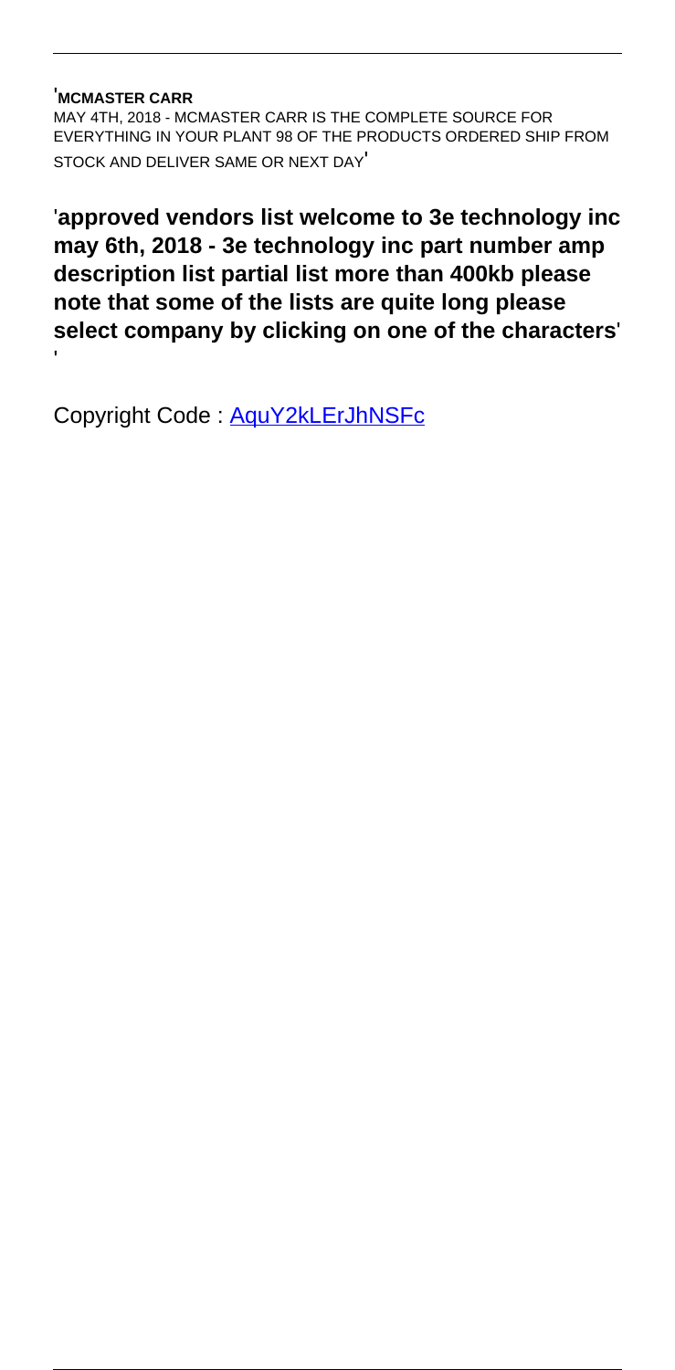'**MCMASTER CARR**
MAY 4TH, 2018 - MCMASTER CARR IS THE COMPLETE SOURCE FOR EVERYTHING IN YOUR PLANT 98 OF THE PRODUCTS ORDERED SHIP FROM STOCK AND DELIVER SAME OR NEXT DAY'

'**approved vendors list welcome to 3e technology inc may 6th, 2018 - 3e technology inc part number amp description list partial list more than 400kb please note that some of the lists are quite long please select company by clicking on one of the characters**'
'

Copyright Code : AquY2kLErJhNSFc